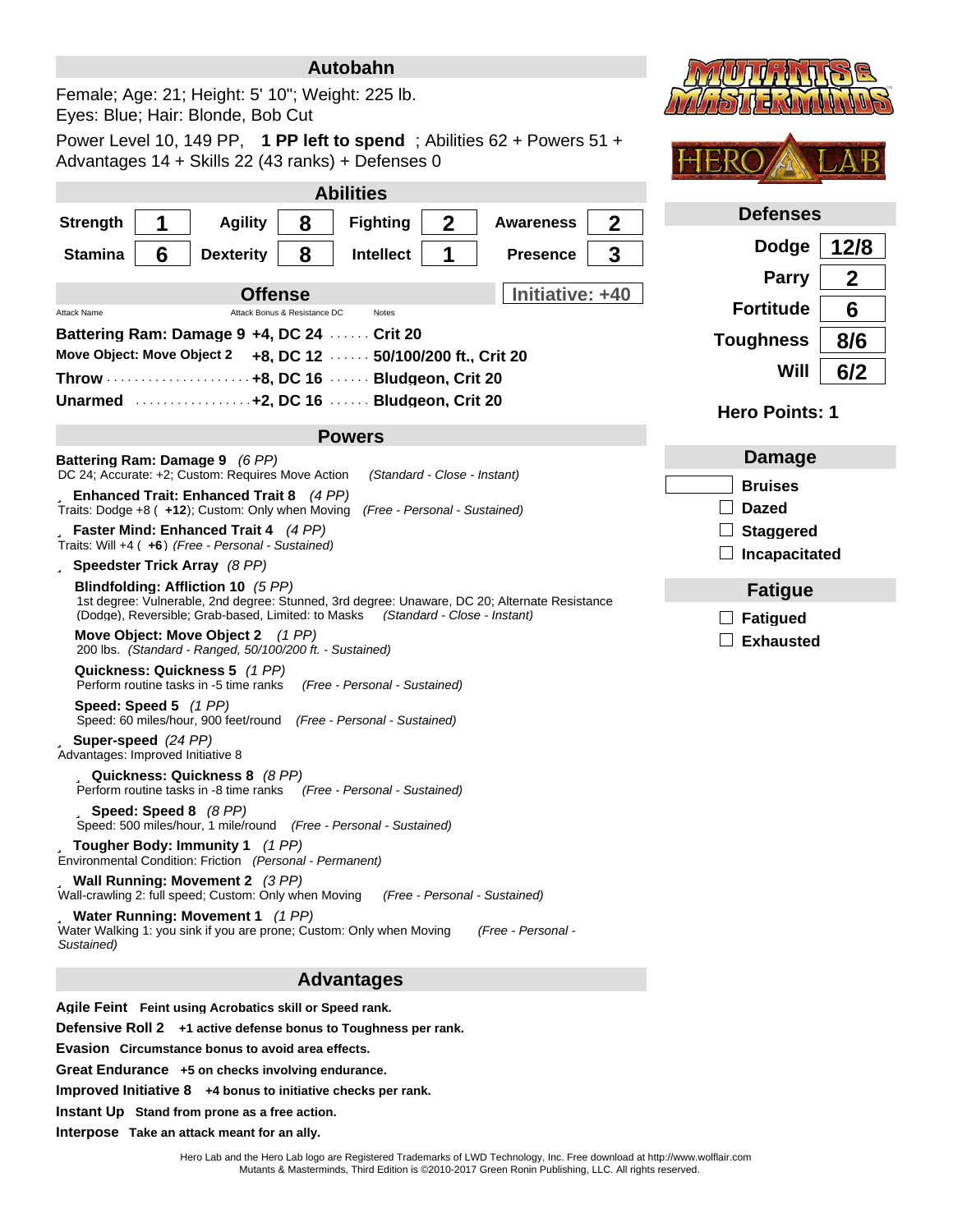# Autobahn

Female; Age: 21; Height: 5' 10"; Weight: 225 lb.
Eyes: Blue; Hair: Blonde, Bob Cut

Power Level 10, 149 PP, **1 PP left to spend** ; Abilities 62 + Powers 51 + Advantages 14 + Skills 22 (43 ranks) + Defenses 0

## Abilities

| Strength | 1 | Agility | 8 | Fighting | 2 | Awareness | 2 |
|---|---|---|---|---|---|---|---|
| **Stamina** | 6 | **Dexterity** | 8 | **Intellect** | 1 | **Presence** | 3 |

## Defenses

| Defense | Value |
|---|---|
| Dodge | 12/8 |
| Parry | 2 |
| Fortitude | 6 |
| Toughness | 8/6 |
| Will | 6/2 |

**Hero Points: 1**

## Offense

**Initiative: +40**

| Attack Name | Attack Bonus & Resistance DC | Notes |
|---|---|---|
| Battering Ram: Damage 9 | +4, DC 24 | Crit 20 |
| Move Object: Move Object 2 | +8, DC 12 | 50/100/200 ft., Crit 20 |
| Throw | +8, DC 16 | Bludgeon, Crit 20 |
| Unarmed | +2, DC 16 | Bludgeon, Crit 20 |

## Damage

- Bruises
- ☐ Dazed
- ☐ Staggered
- ☐ Incapacitated

## Fatigue

- ☐ Fatigued
- ☐ Exhausted

## Powers

**Battering Ram: Damage 9** *(6 PP)*
DC 24; Accurate: +2; Custom: Requires Move Action *(Standard - Close - Instant)*

**Enhanced Trait: Enhanced Trait 8** *(4 PP)*
Traits: Dodge +8 ( **+12**); Custom: Only when Moving *(Free - Personal - Sustained)*

**Faster Mind: Enhanced Trait 4** *(4 PP)*
Traits: Will +4 ( **+6**) *(Free - Personal - Sustained)*

**Speedster Trick Array** *(8 PP)*

- **Blindfolding: Affliction 10** *(5 PP)*
  1st degree: Vulnerable, 2nd degree: Stunned, 3rd degree: Unaware, DC 20; Alternate Resistance (Dodge), Reversible; Grab-based, Limited: to Masks *(Standard - Close - Instant)*
- **Move Object: Move Object 2** *(1 PP)*
  200 lbs. *(Standard - Ranged, 50/100/200 ft. - Sustained)*
- **Quickness: Quickness 5** *(1 PP)*
  Perform routine tasks in -5 time ranks *(Free - Personal - Sustained)*
- **Speed: Speed 5** *(1 PP)*
  Speed: 60 miles/hour, 900 feet/round *(Free - Personal - Sustained)*

**Super-speed** *(24 PP)*
Advantages: Improved Initiative 8

- **Quickness: Quickness 8** *(8 PP)*
  Perform routine tasks in -8 time ranks *(Free - Personal - Sustained)*
- **Speed: Speed 8** *(8 PP)*
  Speed: 500 miles/hour, 1 mile/round *(Free - Personal - Sustained)*

**Tougher Body: Immunity 1** *(1 PP)*
Environmental Condition: Friction *(Personal - Permanent)*

**Wall Running: Movement 2** *(3 PP)*
Wall-crawling 2: full speed; Custom: Only when Moving *(Free - Personal - Sustained)*

**Water Running: Movement 1** *(1 PP)*
Water Walking 1: you sink if you are prone; Custom: Only when Moving *(Free - Personal - Sustained)*

## Advantages

**Agile Feint** Feint using Acrobatics skill or Speed rank.

**Defensive Roll 2** +1 active defense bonus to Toughness per rank.

**Evasion** Circumstance bonus to avoid area effects.

**Great Endurance** +5 on checks involving endurance.

**Improved Initiative 8** +4 bonus to initiative checks per rank.

**Instant Up** Stand from prone as a free action.

**Interpose** Take an attack meant for an ally.

Hero Lab and the Hero Lab logo are Registered Trademarks of LWD Technology, Inc. Free download at http://www.wolflair.com
Mutants & Masterminds, Third Edition is ©2010-2017 Green Ronin Publishing, LLC. All rights reserved.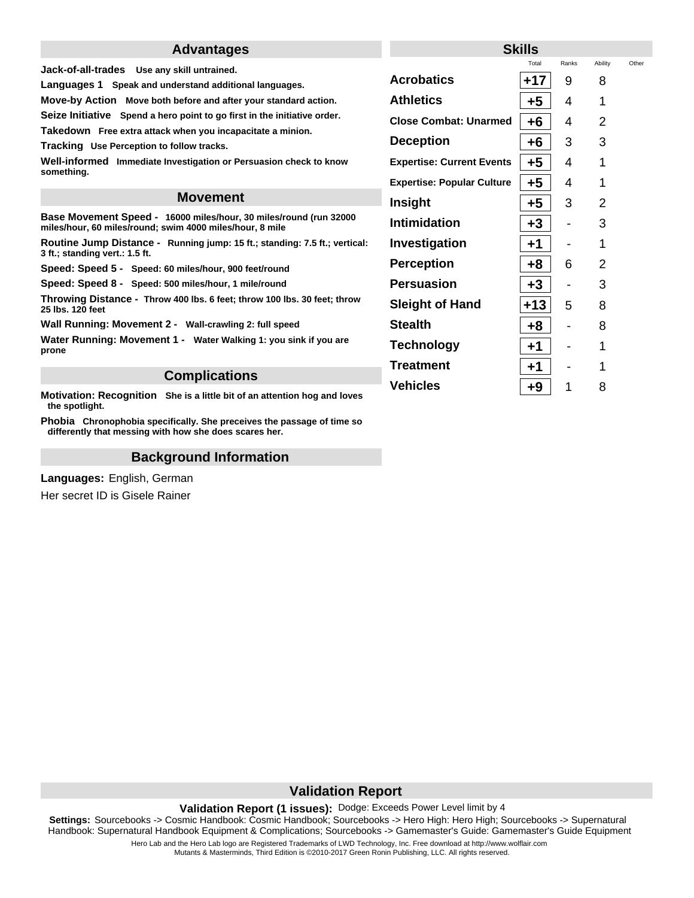## Advantages

**Jack-of-all-trades** Use any skill untrained.

**Languages 1** Speak and understand additional languages.

**Move-by Action** Move both before and after your standard action.

**Seize Initiative** Spend a hero point to go first in the initiative order.

**Takedown** Free extra attack when you incapacitate a minion.

**Tracking** Use Perception to follow tracks.

**Well-informed** Immediate Investigation or Persuasion check to know something.

## Movement

**Base Movement Speed -** 16000 miles/hour, 30 miles/round (run 32000 miles/hour, 60 miles/round; swim 4000 miles/hour, 8 mile

**Routine Jump Distance -** Running jump: 15 ft.; standing: 7.5 ft.; vertical: 3 ft.; standing vert.: 1.5 ft.

**Speed: Speed 5 -** Speed: 60 miles/hour, 900 feet/round

**Speed: Speed 8 -** Speed: 500 miles/hour, 1 mile/round

**Throwing Distance -** Throw 400 lbs. 6 feet; throw 100 lbs. 30 feet; throw 25 lbs. 120 feet

**Wall Running: Movement 2 -** Wall-crawling 2: full speed

**Water Running: Movement 1 -** Water Walking 1: you sink if you are prone

## Complications

**Motivation: Recognition** She is a little bit of an attention hog and loves the spotlight.

**Phobia** Chronophobia specifically. She preceives the passage of time so differently that messing with how she does scares her.

## Background Information

**Languages:** English, German

Her secret ID is Gisele Rainer

## Skills

| | Total | Ranks | Ability | Other |
|---|---|---|---|---|
| Acrobatics | +17 | 9 | 8 | |
| Athletics | +5 | 4 | 1 | |
| Close Combat: Unarmed | +6 | 4 | 2 | |
| Deception | +6 | 3 | 3 | |
| Expertise: Current Events | +5 | 4 | 1 | |
| Expertise: Popular Culture | +5 | 4 | 1 | |
| Insight | +5 | 3 | 2 | |
| Intimidation | +3 | - | 3 | |
| Investigation | +1 | - | 1 | |
| Perception | +8 | 6 | 2 | |
| Persuasion | +3 | - | 3 | |
| Sleight of Hand | +13 | 5 | 8 | |
| Stealth | +8 | - | 8 | |
| Technology | +1 | - | 1 | |
| Treatment | +1 | - | 1 | |
| Vehicles | +9 | 1 | 8 | |

## Validation Report

**Validation Report (1 issues):** Dodge: Exceeds Power Level limit by 4

**Settings:** Sourcebooks -> Cosmic Handbook: Cosmic Handbook; Sourcebooks -> Hero High: Hero High; Sourcebooks -> Supernatural Handbook: Supernatural Handbook Equipment & Complications; Sourcebooks -> Gamemaster's Guide: Gamemaster's Guide Equipment

Hero Lab and the Hero Lab logo are Registered Trademarks of LWD Technology, Inc. Free download at http://www.wolflair.com
Mutants & Masterminds, Third Edition is ©2010-2017 Green Ronin Publishing, LLC. All rights reserved.